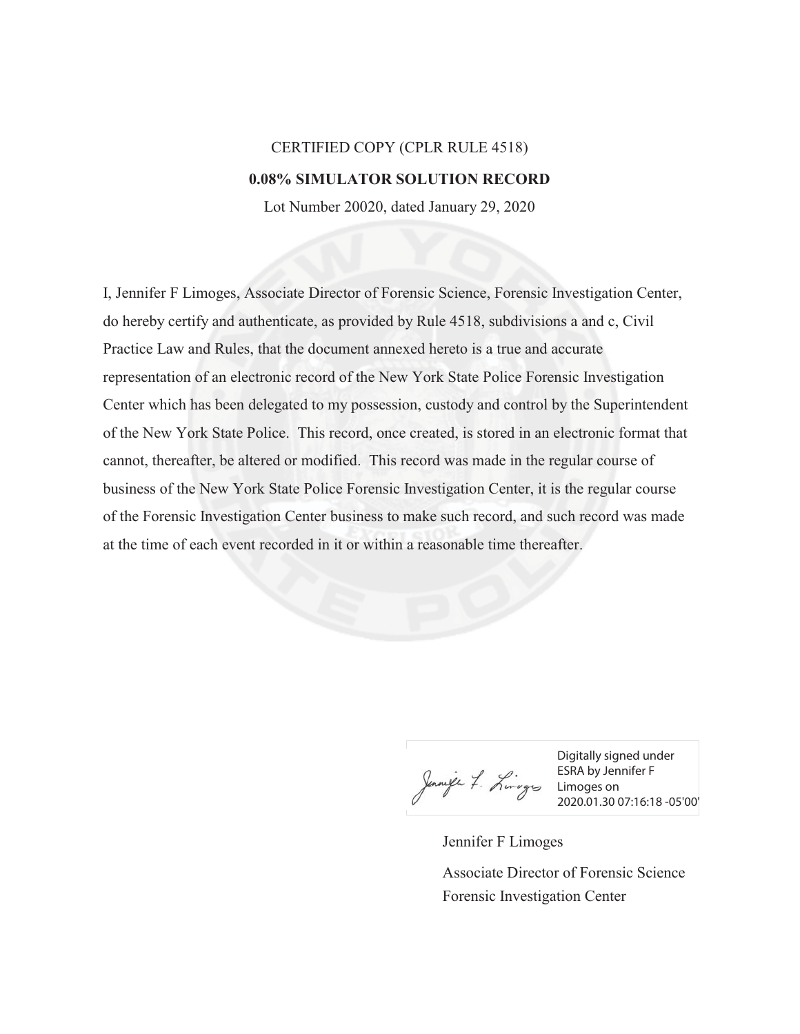CERTIFIED COPY (CPLR RULE 4518)

**0.08% SIMULATOR SOLUTION RECORD**

Lot Number 20020, dated January 29, 2020

I, Jennifer F Limoges, Associate Director of Forensic Science, Forensic Investigation Center, do hereby certify and authenticate, as provided by Rule 4518, subdivisions a and c, Civil Practice Law and Rules, that the document annexed hereto is a true and accurate representation of an electronic record of the New York State Police Forensic Investigation Center which has been delegated to my possession, custody and control by the Superintendent of the New York State Police. This record, once created, is stored in an electronic format that cannot, thereafter, be altered or modified. This record was made in the regular course of business of the New York State Police Forensic Investigation Center, it is the regular course of the Forensic Investigation Center business to make such record, and such record was made at the time of each event recorded in it or within a reasonable time thereafter.

Digitally signed under ESRA by Jennifer F Limoges on 2020.01.30 07:16:18 -05'00'

Jennifer F Limoges

Associate Director of Forensic Science

Forensic Investigation Center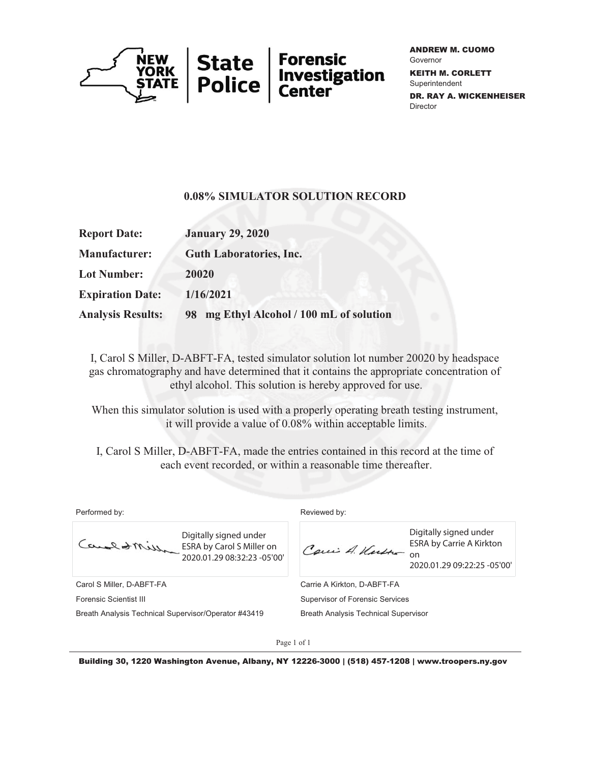NEW YORK STATE | State Police | Forensic Investigation Center

**ANDREW M. CUOMO**
Governor

**KEITH M. CORLETT**
Superintendent

**DR. RAY A. WICKENHEISER**
Director

## 0.08% SIMULATOR SOLUTION RECORD

| | |
|---|---|
| **Report Date:** | **January 29, 2020** |
| **Manufacturer:** | **Guth Laboratories, Inc.** |
| **Lot Number:** | **20020** |
| **Expiration Date:** | **1/16/2021** |
| **Analysis Results:** | **98 mg Ethyl Alcohol / 100 mL of solution** |

I, Carol S Miller, D-ABFT-FA, tested simulator solution lot number 20020 by headspace gas chromatography and have determined that it contains the appropriate concentration of ethyl alcohol. This solution is hereby approved for use.

When this simulator solution is used with a properly operating breath testing instrument, it will provide a value of 0.08% within acceptable limits.

I, Carol S Miller, D-ABFT-FA, made the entries contained in this record at the time of each event recorded, or within a reasonable time thereafter.

Performed by:

Digitally signed under ESRA by Carol S Miller on 2020.01.29 08:32:23 -05'00'

Carol S Miller, D-ABFT-FA
Forensic Scientist III
Breath Analysis Technical Supervisor/Operator #43419

Reviewed by:

Digitally signed under ESRA by Carrie A Kirkton on 2020.01.29 09:22:25 -05'00'

Carrie A Kirkton, D-ABFT-FA
Supervisor of Forensic Services
Breath Analysis Technical Supervisor

Building 30, 1220 Washington Avenue, Albany, NY 12226-3000 | (518) 457-1208 | www.troopers.ny.gov